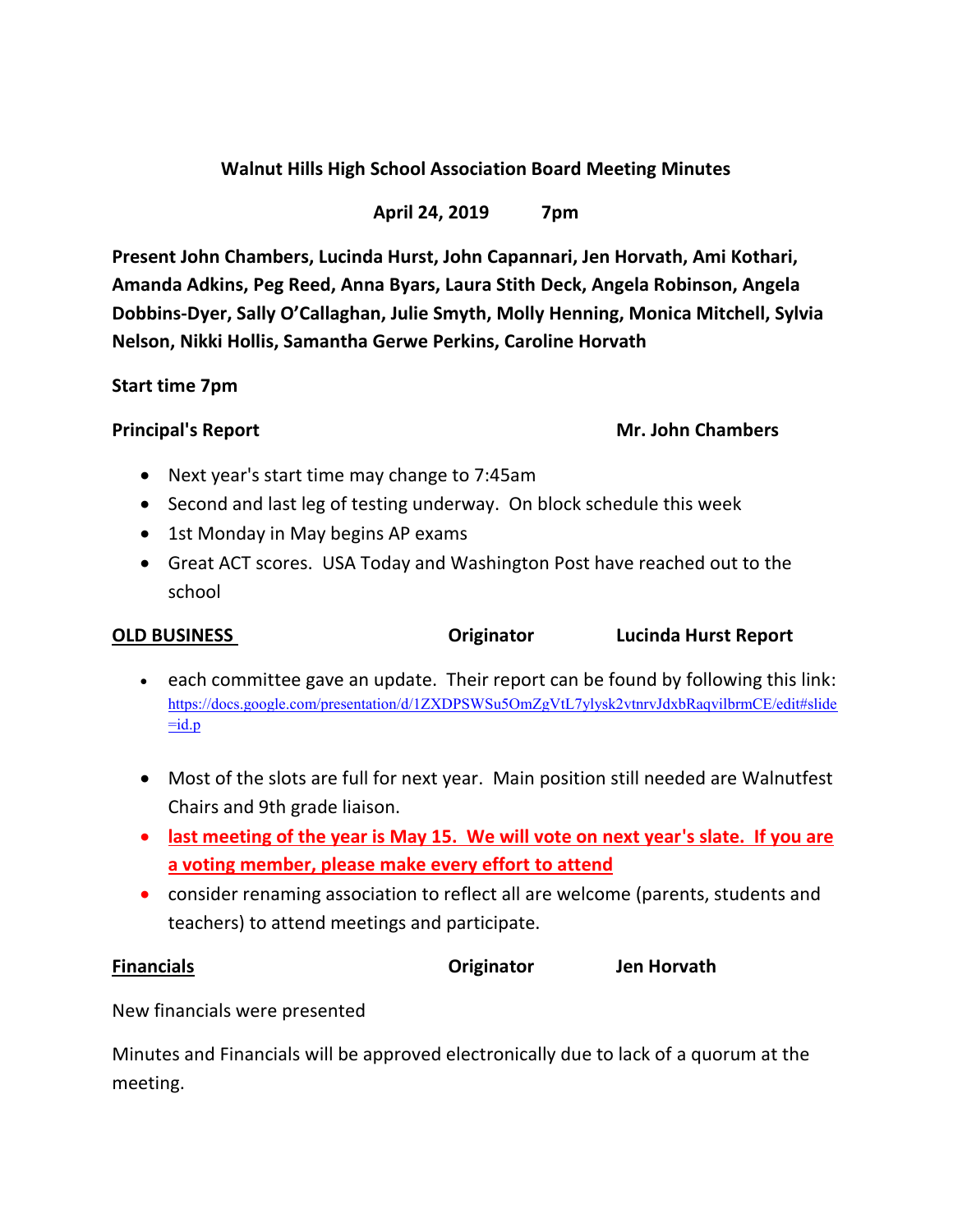**Walnut Hills High School Association Board Meeting Minutes**

**April 24, 2019 7pm**

**Present John Chambers, Lucinda Hurst, John Capannari, Jen Horvath, Ami Kothari, Amanda Adkins, Peg Reed, Anna Byars, Laura Stith Deck, Angela Robinson, Angela Dobbins-Dyer, Sally O'Callaghan, Julie Smyth, Molly Henning, Monica Mitchell, Sylvia Nelson, Nikki Hollis, Samantha Gerwe Perkins, Caroline Horvath**

**Start time 7pm**

**Principal's Report** **Mr. John Chambers**

- Next year's start time may change to 7:45am
- Second and last leg of testing underway. On block schedule this week
- 1st Monday in May begins AP exams
- Great ACT scores. USA Today and Washington Post have reached out to the school

**OLD BUSINESS** **Originator** **Lucinda Hurst Report**

- each committee gave an update. Their report can be found by following this link: https://docs.google.com/presentation/d/1ZXDPSWSu5OmZgVtL7ylysk2vtnrvJdxbRaqvilbrmCE/edit#slide=id.p
- Most of the slots are full for next year. Main position still needed are Walnutfest Chairs and 9th grade liaison.
- **last meeting of the year is May 15. We will vote on next year's slate. If you are a voting member, please make every effort to attend**
- consider renaming association to reflect all are welcome (parents, students and teachers) to attend meetings and participate.

**Financials** **Originator** **Jen Horvath**

New financials were presented

Minutes and Financials will be approved electronically due to lack of a quorum at the meeting.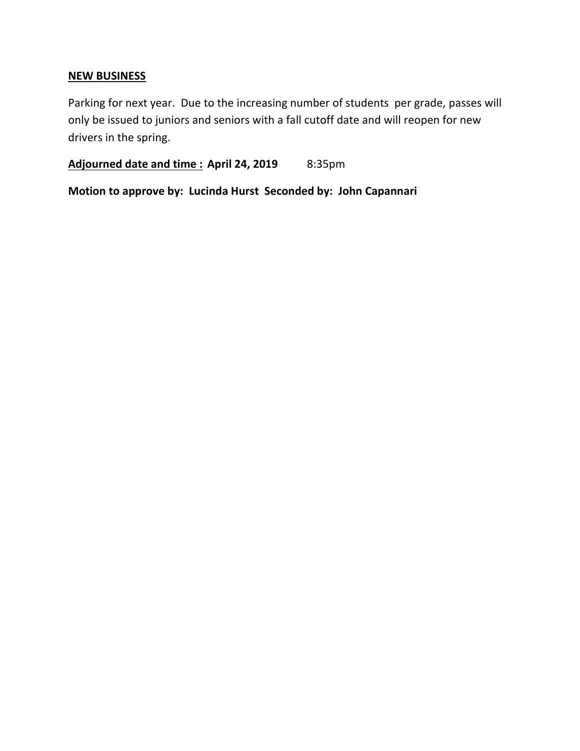**NEW BUSINESS**

Parking for next year. Due to the increasing number of students per grade, passes will only be issued to juniors and seniors with a fall cutoff date and will reopen for new drivers in the spring.

**Adjourned date and time : April 24, 2019** 8:35pm

**Motion to approve by: Lucinda Hurst Seconded by: John Capannari**